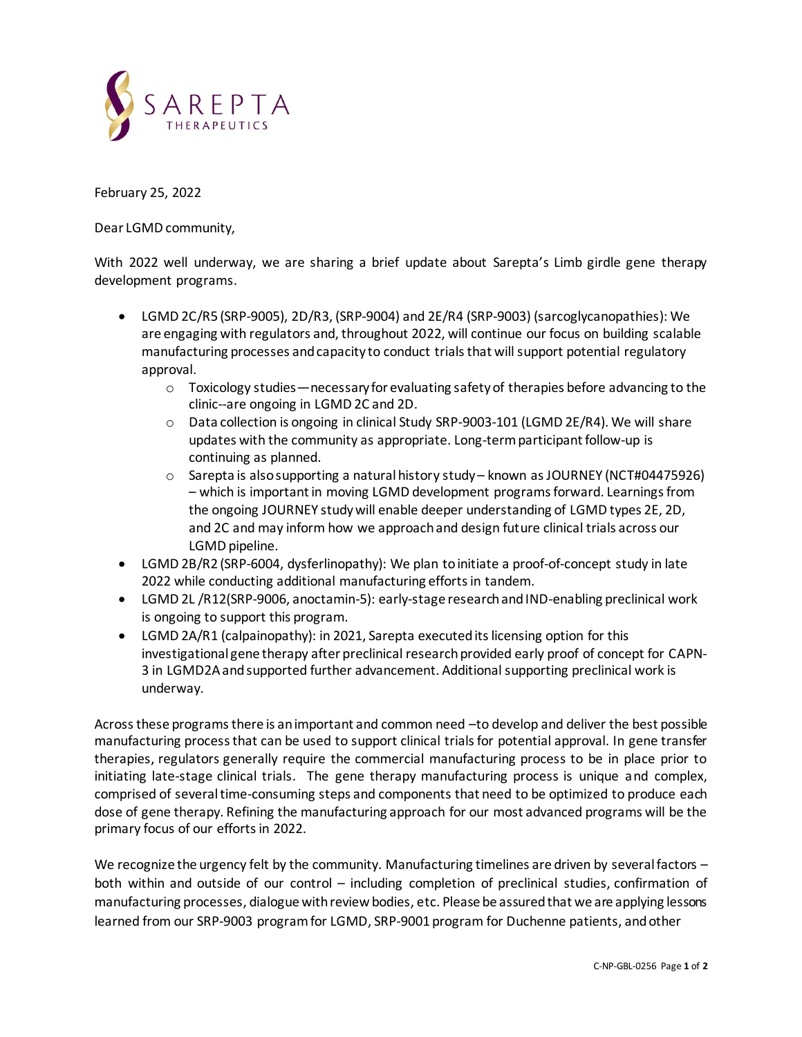SAREPTA THERAPEUTICS

February 25, 2022

Dear LGMD community,

With 2022 well underway, we are sharing a brief update about Sarepta's Limb girdle gene therapy development programs.

- LGMD 2C/R5 (SRP-9005), 2D/R3, (SRP-9004) and 2E/R4 (SRP-9003) (sarcoglycanopathies): We are engaging with regulators and, throughout 2022, will continue our focus on building scalable manufacturing processes and capacity to conduct trials that will support potential regulatory approval.
  - Toxicology studies—necessary for evaluating safety of therapies before advancing to the clinic--are ongoing in LGMD 2C and 2D.
  - Data collection is ongoing in clinical Study SRP-9003-101 (LGMD 2E/R4). We will share updates with the community as appropriate. Long-term participant follow-up is continuing as planned.
  - Sarepta is also supporting a natural history study – known as JOURNEY (NCT#04475926) – which is important in moving LGMD development programs forward. Learnings from the ongoing JOURNEY study will enable deeper understanding of LGMD types 2E, 2D, and 2C and may inform how we approach and design future clinical trials across our LGMD pipeline.
- LGMD 2B/R2 (SRP-6004, dysferlinopathy): We plan to initiate a proof-of-concept study in late 2022 while conducting additional manufacturing efforts in tandem.
- LGMD 2L /R12(SRP-9006, anoctamin-5): early-stage research and IND-enabling preclinical work is ongoing to support this program.
- LGMD 2A/R1 (calpainopathy): in 2021, Sarepta executed its licensing option for this investigational gene therapy after preclinical research provided early proof of concept for CAPN-3 in LGMD2A and supported further advancement. Additional supporting preclinical work is underway.

Across these programs there is an important and common need –to develop and deliver the best possible manufacturing process that can be used to support clinical trials for potential approval. In gene transfer therapies, regulators generally require the commercial manufacturing process to be in place prior to initiating late-stage clinical trials. The gene therapy manufacturing process is unique and complex, comprised of several time-consuming steps and components that need to be optimized to produce each dose of gene therapy. Refining the manufacturing approach for our most advanced programs will be the primary focus of our efforts in 2022.

We recognize the urgency felt by the community. Manufacturing timelines are driven by several factors – both within and outside of our control – including completion of preclinical studies, confirmation of manufacturing processes, dialogue with review bodies, etc. Please be assured that we are applying lessons learned from our SRP-9003 program for LGMD, SRP-9001 program for Duchenne patients, and other

C-NP-GBL-0256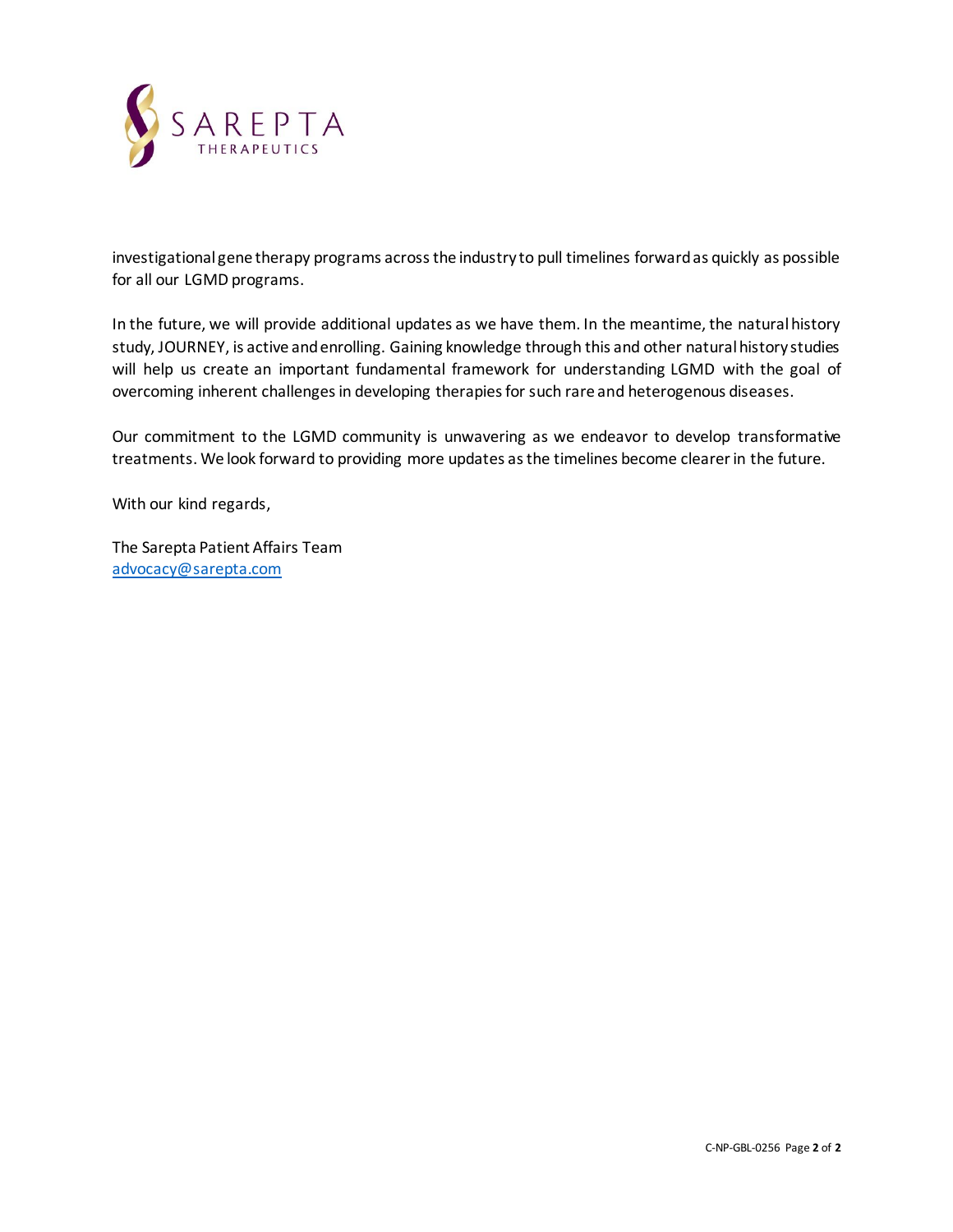investigational gene therapy programs across the industry to pull timelines forward as quickly as possible for all our LGMD programs.

In the future, we will provide additional updates as we have them. In the meantime, the natural history study, JOURNEY, is active and enrolling. Gaining knowledge through this and other natural history studies will help us create an important fundamental framework for understanding LGMD with the goal of overcoming inherent challenges in developing therapies for such rare and heterogenous diseases.

Our commitment to the LGMD community is unwavering as we endeavor to develop transformative treatments. We look forward to providing more updates as the timelines become clearer in the future.

With our kind regards,

The Sarepta Patient Affairs Team
advocacy@sarepta.com

C-NP-GBL-0256